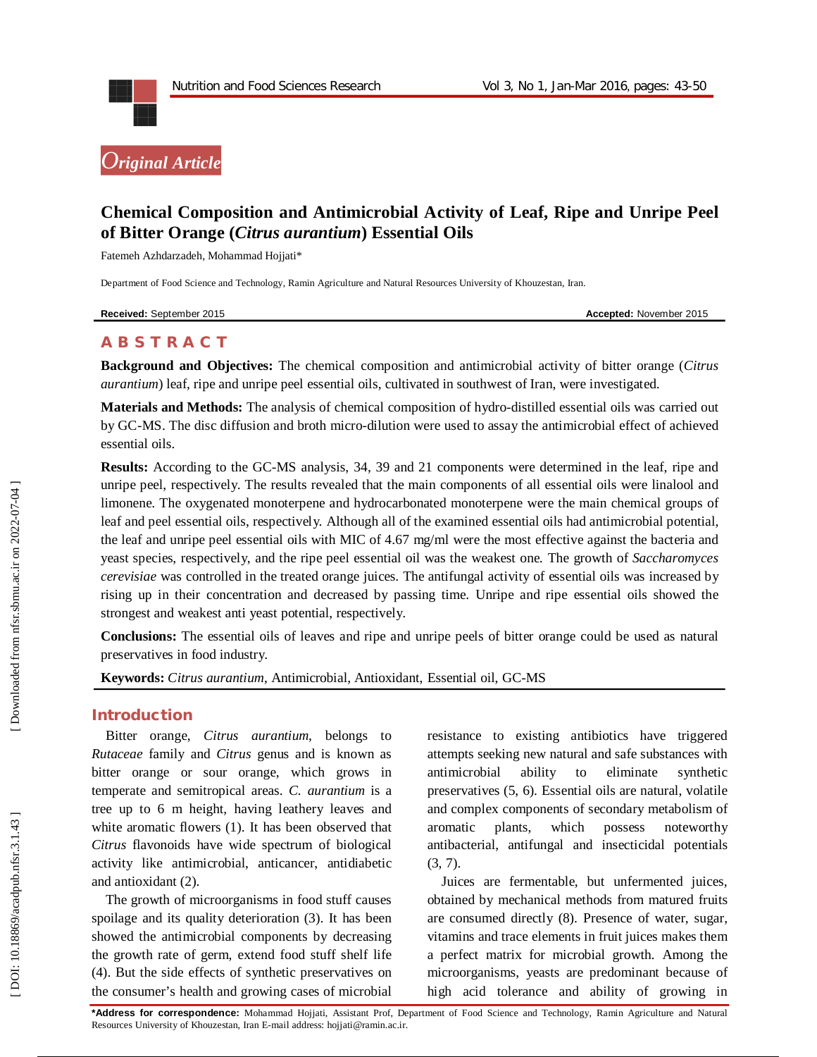*Original Article*

# Chemical Composition and Antimicrobial Activity of Leaf, Ripe and Unripe Peel of Bitter Orange (*Citrus aurantium*) Essential Oils

Fatemeh Azhdarzadeh, Mohammad Hojjati*

Department of Food Science and Technology, Ramin Agriculture and Natural Resources University of Khouzestan, Iran.

**Received:** September 2015 **Accepted:** November 2015

## ABSTRACT

**Background and Objectives:** The chemical composition and antimicrobial activity of bitter orange (*Citrus aurantium*) leaf, ripe and unripe peel essential oils, cultivated in southwest of Iran, were investigated.

**Materials and Methods:** The analysis of chemical composition of hydro-distilled essential oils was carried out by GC-MS. The disc diffusion and broth micro-dilution were used to assay the antimicrobial effect of achieved essential oils.

**Results:** According to the GC-MS analysis, 34, 39 and 21 components were determined in the leaf, ripe and unripe peel, respectively. The results revealed that the main components of all essential oils were linalool and limonene. The oxygenated monoterpene and hydrocarbonated monoterpene were the main chemical groups of leaf and peel essential oils, respectively. Although all of the examined essential oils had antimicrobial potential, the leaf and unripe peel essential oils with MIC of 4.67 mg/ml were the most effective against the bacteria and yeast species, respectively, and the ripe peel essential oil was the weakest one. The growth of *Saccharomyces cerevisiae* was controlled in the treated orange juices. The antifungal activity of essential oils was increased by rising up in their concentration and decreased by passing time. Unripe and ripe essential oils showed the strongest and weakest anti yeast potential, respectively.

**Conclusions:** The essential oils of leaves and ripe and unripe peels of bitter orange could be used as natural preservatives in food industry.

**Keywords:** *Citrus aurantium*, Antimicrobial, Antioxidant, Essential oil, GC-MS

## Introduction

Bitter orange, *Citrus aurantium*, belongs to *Rutaceae* family and *Citrus* genus and is known as bitter orange or sour orange, which grows in temperate and semitropical areas. *C. aurantium* is a tree up to 6 m height, having leathery leaves and white aromatic flowers (1). It has been observed that *Citrus* flavonoids have wide spectrum of biological activity like antimicrobial, anticancer, antidiabetic and antioxidant (2).

The growth of microorganisms in food stuff causes spoilage and its quality deterioration (3). It has been showed the antimicrobial components by decreasing the growth rate of germ, extend food stuff shelf life (4). But the side effects of synthetic preservatives on the consumer's health and growing cases of microbial resistance to existing antibiotics have triggered attempts seeking new natural and safe substances with antimicrobial ability to eliminate synthetic preservatives (5, 6). Essential oils are natural, volatile and complex components of secondary metabolism of aromatic plants, which possess noteworthy antibacterial, antifungal and insecticidal potentials (3, 7).

Juices are fermentable, but unfermented juices, obtained by mechanical methods from matured fruits are consumed directly (8). Presence of water, sugar, vitamins and trace elements in fruit juices makes them a perfect matrix for microbial growth. Among the microorganisms, yeasts are predominant because of high acid tolerance and ability of growing in

**\*Address for correspondence:** Mohammad Hojjati, Assistant Prof, Department of Food Science and Technology, Ramin Agriculture and Natural Resources University of Khouzestan, Iran E-mail address: hojjati@ramin.ac.ir.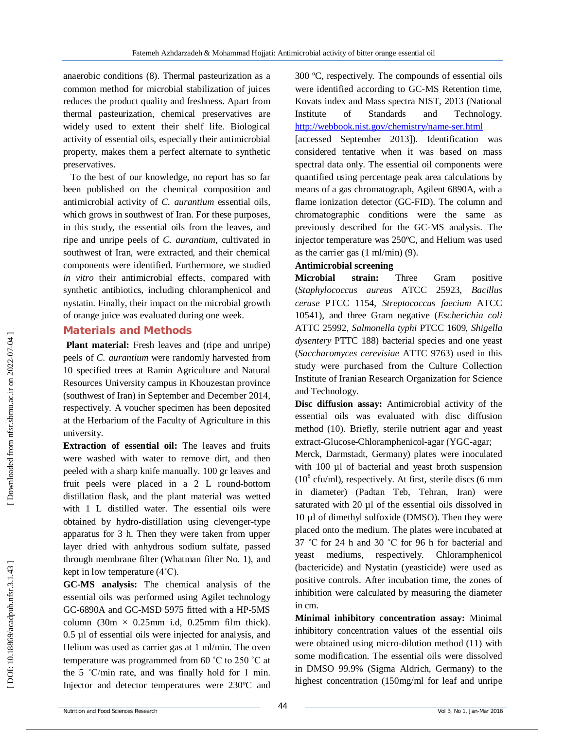anaerobic conditions (8). Thermal pasteurization as a common method for microbial stabilization of juices reduces the product quality and freshness. Apart from thermal pasteurization, chemical preservatives are widely used to extent their shelf life. Biological activity of essential oils, especially their antimicrobial property, makes them a perfect alternate to synthetic preservatives.

To the best of our knowledge, no report has so far been published on the chemical composition and antimicrobial activity of *C. aurantium* essential oils, which grows in southwest of Iran. For these purposes, in this study, the essential oils from the leaves, and ripe and unripe peels of *C. aurantium*, cultivated in southwest of Iran, were extracted, and their chemical components were identified. Furthermore, we studied *in vitro* their antimicrobial effects, compared with synthetic antibiotics, including chloramphenicol and nystatin. Finally, their impact on the microbial growth of orange juice was evaluated during one week.

## Materials and Methods

**Plant material:** Fresh leaves and (ripe and unripe) peels of *C. aurantium* were randomly harvested from 10 specified trees at Ramin Agriculture and Natural Resources University campus in Khouzestan province (southwest of Iran) in September and December 2014, respectively. A voucher specimen has been deposited at the Herbarium of the Faculty of Agriculture in this university.

**Extraction of essential oil:** The leaves and fruits were washed with water to remove dirt, and then peeled with a sharp knife manually. 100 gr leaves and fruit peels were placed in a 2 L round-bottom distillation flask, and the plant material was wetted with 1 L distilled water. The essential oils were obtained by hydro-distillation using clevenger-type apparatus for 3 h. Then they were taken from upper layer dried with anhydrous sodium sulfate, passed through membrane filter (Whatman filter No. 1), and kept in low temperature (4˚C).

**GC-MS analysis:** The chemical analysis of the essential oils was performed using Agilet technology GC-6890A and GC-MSD 5975 fitted with a HP-5MS column (30m × 0.25mm i.d, 0.25mm film thick). 0.5 µl of essential oils were injected for analysis, and Helium was used as carrier gas at 1 ml/min. The oven temperature was programmed from 60 ˚C to 250 ˚C at the 5 ˚C/min rate, and was finally hold for 1 min. Injector and detector temperatures were 230ºC and 300 ºC, respectively. The compounds of essential oils were identified according to GC-MS Retention time, Kovats index and Mass spectra NIST, 2013 (National Institute of Standards and Technology. http://webbook.nist.gov/chemistry/name-ser.html [accessed September 2013]). Identification was considered tentative when it was based on mass spectral data only. The essential oil components were quantified using percentage peak area calculations by means of a gas chromatograph, Agilent 6890A, with a flame ionization detector (GC-FID). The column and chromatographic conditions were the same as previously described for the GC-MS analysis. The injector temperature was 250ºC, and Helium was used as the carrier gas (1 ml/min) (9).

### Antimicrobial screening

**Microbial strain:** Three Gram positive (*Staphylococcus aureus* ATCC 25923, *Bacillus ceruse* PTCC 1154, *Streptococcus faecium* ATCC 10541), and three Gram negative (*Escherichia coli* ATTC 25992, *Salmonella typhi* PTCC 1609, *Shigella dysentery* PTTC 188) bacterial species and one yeast (*Saccharomyces cerevisiae* ATTC 9763) used in this study were purchased from the Culture Collection Institute of Iranian Research Organization for Science and Technology.

**Disc diffusion assay:** Antimicrobial activity of the essential oils was evaluated with disc diffusion method (10). Briefly, sterile nutrient agar and yeast extract-Glucose-Chloramphenicol-agar (YGC-agar; Merck, Darmstadt, Germany) plates were inoculated with 100 µl of bacterial and yeast broth suspension ($10^8$ cfu/ml), respectively. At first, sterile discs (6 mm in diameter) (Padtan Teb, Tehran, Iran) were saturated with 20 µl of the essential oils dissolved in 10 µl of dimethyl sulfoxide (DMSO). Then they were placed onto the medium. The plates were incubated at 37 ˚C for 24 h and 30 ˚C for 96 h for bacterial and yeast mediums, respectively. Chloramphenicol (bactericide) and Nystatin (yeasticide) were used as positive controls. After incubation time, the zones of inhibition were calculated by measuring the diameter in cm.

**Minimal inhibitory concentration assay:** Minimal inhibitory concentration values of the essential oils were obtained using micro-dilution method (11) with some modification. The essential oils were dissolved in DMSO 99.9% (Sigma Aldrich, Germany) to the highest concentration (150mg/ml for leaf and unripe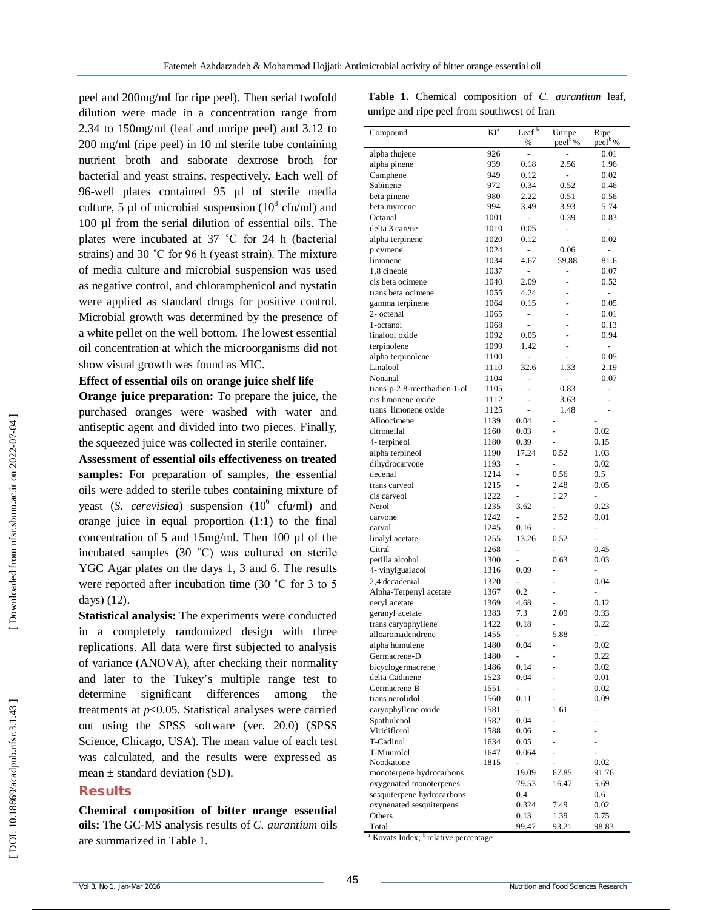peel and 200mg/ml for ripe peel). Then serial twofold dilution were made in a concentration range from 2.34 to 150mg/ml (leaf and unripe peel) and 3.12 to 200 mg/ml (ripe peel) in 10 ml sterile tube containing nutrient broth and saborate dextrose broth for bacterial and yeast strains, respectively. Each well of 96-well plates contained 95 µl of sterile media culture, 5 µl of microbial suspension ($10^8$ cfu/ml) and 100 µl from the serial dilution of essential oils. The plates were incubated at 37 ˚C for 24 h (bacterial strains) and 30 ˚C for 96 h (yeast strain). The mixture of media culture and microbial suspension was used as negative control, and chloramphenicol and nystatin were applied as standard drugs for positive control. Microbial growth was determined by the presence of a white pellet on the well bottom. The lowest essential oil concentration at which the microorganisms did not show visual growth was found as MIC.

**Effect of essential oils on orange juice shelf life**

**Orange juice preparation:** To prepare the juice, the purchased oranges were washed with water and antiseptic agent and divided into two pieces. Finally, the squeezed juice was collected in sterile container.

**Assessment of essential oils effectiveness on treated samples:** For preparation of samples, the essential oils were added to sterile tubes containing mixture of yeast (*S. cerevisiea*) suspension ($10^6$ cfu/ml) and orange juice in equal proportion (1:1) to the final concentration of 5 and 15mg/ml. Then 100 µl of the incubated samples (30 ˚C) was cultured on sterile YGC Agar plates on the days 1, 3 and 6. The results were reported after incubation time (30 ˚C for 3 to 5 days) (12).

**Statistical analysis:** The experiments were conducted in a completely randomized design with three replications. All data were first subjected to analysis of variance (ANOVA), after checking their normality and later to the Tukey's multiple range test to determine significant differences among the treatments at $p<0.05$. Statistical analyses were carried out using the SPSS software (ver. 20.0) (SPSS Science, Chicago, USA). The mean value of each test was calculated, and the results were expressed as mean ± standard deviation (SD).

## Results

**Chemical composition of bitter orange essential oils:** The GC-MS analysis results of *C. aurantium* oils are summarized in Table 1.

**Table 1.** Chemical composition of *C. aurantium* leaf, unripe and ripe peel from southwest of Iran

| Compound | KI[a] | Leaf[b] % | Unripe peel[b] % | Ripe peel[b] % |
|---|---|---|---|---|
| alpha thujene | 926 | - | - | 0.01 |
| alpha pinene | 939 | 0.18 | 2.56 | 1.96 |
| Camphene | 949 | 0.12 | - | 0.02 |
| Sabinene | 972 | 0.34 | 0.52 | 0.46 |
| beta pinene | 980 | 2.22 | 0.51 | 0.56 |
| beta myrcene | 994 | 3.49 | 3.93 | 5.74 |
| Octanal | 1001 | - | 0.39 | 0.83 |
| delta 3 carene | 1010 | 0.05 | - | - |
| alpha terpinene | 1020 | 0.12 | - | 0.02 |
| p cymene | 1024 | - | 0.06 | - |
| limonene | 1034 | 4.67 | 59.88 | 81.6 |
| 1,8 cineole | 1037 | - | - | 0.07 |
| cis beta ocimene | 1040 | 2.09 | - | 0.52 |
| trans beta ocimene | 1055 | 4.24 | - | - |
| gamma terpinene | 1064 | 0.15 | - | 0.05 |
| 2- octenal | 1065 | - | - | 0.01 |
| 1-octanol | 1068 | - | - | 0.13 |
| linalool oxide | 1092 | 0.05 | - | 0.94 |
| terpinolene | 1099 | 1.42 | - | - |
| alpha terpinolene | 1100 | - | - | 0.05 |
| Linalool | 1110 | 32.6 | 1.33 | 2.19 |
| Nonanal | 1104 | - | - | 0.07 |
| trans-p-2 8-menthadien-1-ol | 1105 | - | 0.83 | - |
| cis limonene oxide | 1112 | - | 3.63 | - |
| trans limonene oxide | 1125 | - | 1.48 | - |
| Allocimene | 1139 | 0.04 | - | - |
| citronellal | 1160 | 0.03 | - | 0.02 |
| 4- terpineol | 1180 | 0.39 | - | 0.15 |
| alpha terpineol | 1190 | 17.24 | 0.52 | 1.03 |
| dihydrocarvone | 1193 | - | - | 0.02 |
| decenal | 1214 | - | 0.56 | 0.5 |
| trans carveol | 1215 | - | 2.48 | 0.05 |
| cis carveol | 1222 | - | 1.27 | - |
| Nerol | 1235 | 3.62 | - | 0.23 |
| carvone | 1242 | - | 2.52 | 0.01 |
| carvol | 1245 | 0.16 | - | - |
| linalyl acetate | 1255 | 13.26 | 0.52 | - |
| Citral | 1268 | - | - | 0.45 |
| perilla alcohol | 1300 | - | 0.63 | 0.03 |
| 4- vinylguaiacol | 1316 | 0.09 | - | - |
| 2,4 decadenial | 1320 | - | - | 0.04 |
| Alpha-Terpenyl acetate | 1367 | 0.2 | - | - |
| neryl acetate | 1369 | 4.68 | - | 0.12 |
| geranyl acetate | 1383 | 7.3 | 2.09 | 0.33 |
| trans caryophyllene | 1422 | 0.18 | - | 0.22 |
| alloaromadendrene | 1455 | - | 5.88 | - |
| alpha humulene | 1480 | 0.04 | - | 0.02 |
| Germacrene-D | 1480 | - | - | 0.22 |
| bicyclogermacrene | 1486 | 0.14 | - | 0.02 |
| delta Cadinene | 1523 | 0.04 | - | 0.01 |
| Germacrene B | 1551 | - | - | 0.02 |
| trans nerolidol | 1560 | 0.11 | - | 0.09 |
| caryophyllene oxide | 1581 | - | 1.61 | - |
| Spathulenol | 1582 | 0.04 | - | - |
| Viridiflorol | 1588 | 0.06 | - | - |
| T-Cadinol | 1634 | 0.05 | - | - |
| T-Muurolol | 1647 | 0.064 | - | - |
| Nootkatone | 1815 | - | - | 0.02 |
| monoterpene hydrocarbons | | 19.09 | 67.85 | 91.76 |
| oxygenated monoterpenes | | 79.53 | 16.47 | 5.69 |
| sesquiterpene hydrocarbons | | 0.4 | | 0.6 |
| oxynenated sesquiterpens | | 0.324 | 7.49 | 0.02 |
| Others | | 0.13 | 1.39 | 0.75 |
| Total | | 99.47 | 93.21 | 98.83 |

[a] Kovats Index; [b] relative percentage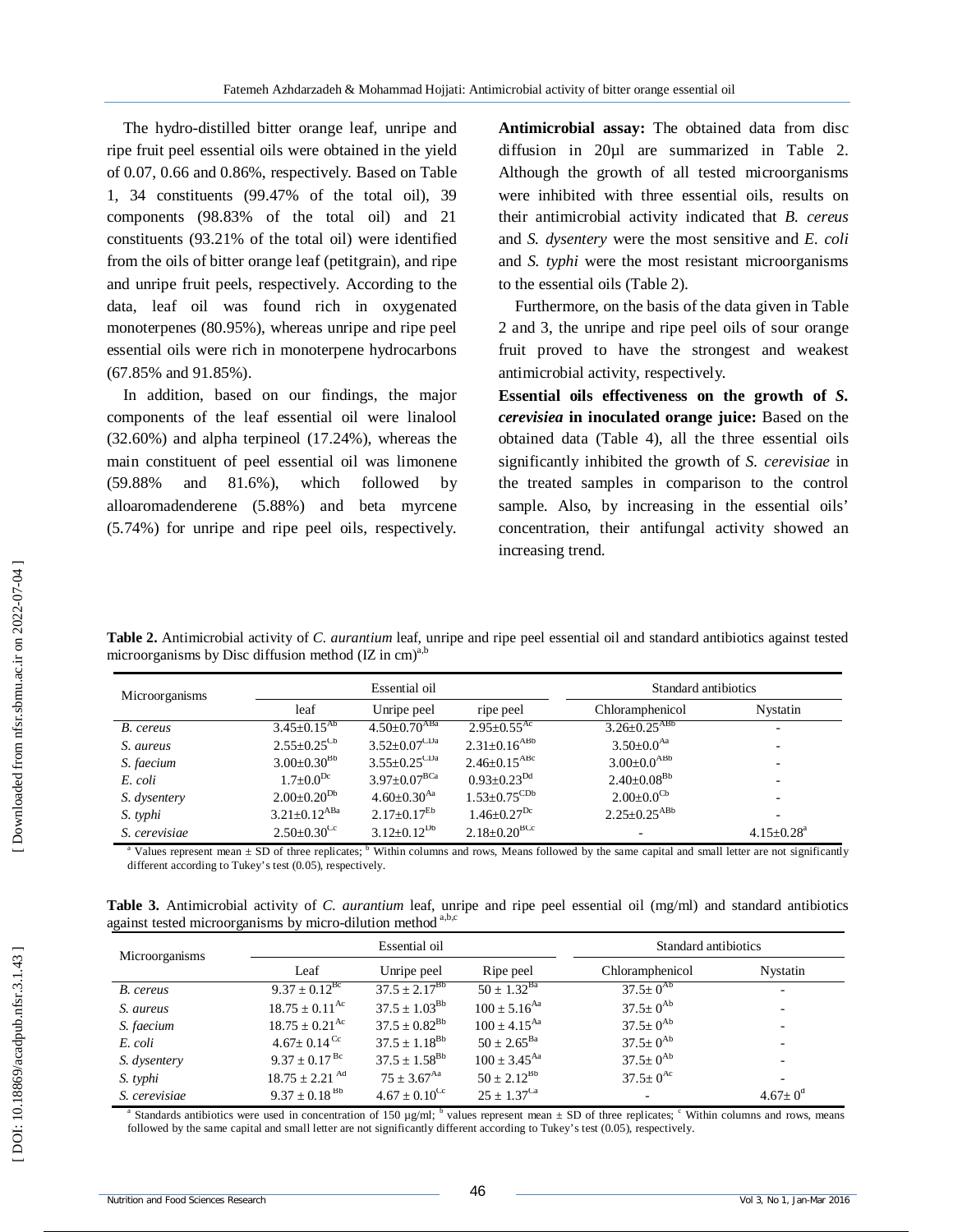The hydro-distilled bitter orange leaf, unripe and ripe fruit peel essential oils were obtained in the yield of 0.07, 0.66 and 0.86%, respectively. Based on Table 1, 34 constituents (99.47% of the total oil), 39 components (98.83% of the total oil) and 21 constituents (93.21% of the total oil) were identified from the oils of bitter orange leaf (petitgrain), and ripe and unripe fruit peels, respectively. According to the data, leaf oil was found rich in oxygenated monoterpenes (80.95%), whereas unripe and ripe peel essential oils were rich in monoterpene hydrocarbons (67.85% and 91.85%).

In addition, based on our findings, the major components of the leaf essential oil were linalool (32.60%) and alpha terpineol (17.24%), whereas the main constituent of peel essential oil was limonene (59.88% and 81.6%), which followed by alloaromadenderene (5.88%) and beta myrcene (5.74%) for unripe and ripe peel oils, respectively.

**Antimicrobial assay:** The obtained data from disc diffusion in 20µl are summarized in Table 2. Although the growth of all tested microorganisms were inhibited with three essential oils, results on their antimicrobial activity indicated that *B. cereus* and *S. dysentery* were the most sensitive and *E. coli* and *S. typhi* were the most resistant microorganisms to the essential oils (Table 2).

Furthermore, on the basis of the data given in Table 2 and 3, the unripe and ripe peel oils of sour orange fruit proved to have the strongest and weakest antimicrobial activity, respectively.

**Essential oils effectiveness on the growth of *S. cerevisiea* in inoculated orange juice:** Based on the obtained data (Table 4), all the three essential oils significantly inhibited the growth of *S. cerevisiae* in the treated samples in comparison to the control sample. Also, by increasing in the essential oils' concentration, their antifungal activity showed an increasing trend.

**Table 2.** Antimicrobial activity of *C. aurantium* leaf, unripe and ripe peel essential oil and standard antibiotics against tested microorganisms by Disc diffusion method (IZ in cm)[a,b]

| Microorganisms | Essential oil | | | Standard antibiotics | |
|---|---|---|---|---|---|
| | leaf | Unripe peel | ripe peel | Chloramphenicol | Nystatin |
| *B. cereus* | 3.45±0.15[Ab] | 4.50±0.70[ABa] | 2.95±0.55[Ac] | 3.26±0.25[ABb] | - |
| *S. aureus* | 2.55±0.25[Cb] | 3.52±0.07[CDa] | 2.31±0.16[ABb] | 3.50±0.0[Aa] | - |
| *S. faecium* | 3.00±0.30[Bb] | 3.55±0.25[CDa] | 2.46±0.15[ABc] | 3.00±0.0[ABb] | - |
| *E. coli* | 1.7±0.0[Dc] | 3.97±0.07[BCa] | 0.93±0.23[Dd] | 2.40±0.08[Bb] | - |
| *S. dysentery* | 2.00±0.20[Db] | 4.60±0.30[Aa] | 1.53±0.75[CDb] | 2.00±0.0[Cb] | - |
| *S. typhi* | 3.21±0.12[ABa] | 2.17±0.17[Eb] | 1.46±0.27[Dc] | 2.25±0.25[ABb] | - |
| *S. cerevisiae* | 2.50±0.30[Cc] | 3.12±0.12[Db] | 2.18±0.20[BCc] | - | 4.15±0.28[a] |

[a] Values represent mean ± SD of three replicates; [b] Within columns and rows, Means followed by the same capital and small letter are not significantly different according to Tukey's test (0.05), respectively.

**Table 3.** Antimicrobial activity of *C. aurantium* leaf, unripe and ripe peel essential oil (mg/ml) and standard antibiotics against tested microorganisms by micro-dilution method [a,b,c]

| Microorganisms | Essential oil | | | Standard antibiotics | |
|---|---|---|---|---|---|
| | Leaf | Unripe peel | Ripe peel | Chloramphenicol | Nystatin |
| *B. cereus* | 9.37 ± 0.12[Bc] | 37.5 ± 2.17[Bb] | 50 ± 1.32[Ba] | 37.5± 0[Ab] | - |
| *S. aureus* | 18.75 ± 0.11[Ac] | 37.5 ± 1.03[Bb] | 100 ± 5.16[Aa] | 37.5± 0[Ab] | - |
| *S. faecium* | 18.75 ± 0.21[Ac] | 37.5 ± 0.82[Bb] | 100 ± 4.15[Aa] | 37.5± 0[Ab] | - |
| *E. coli* | 4.67± 0.14[Cc] | 37.5 ± 1.18[Bb] | 50 ± 2.65[Ba] | 37.5± 0[Ab] | - |
| *S. dysentery* | 9.37 ± 0.17[Bc] | 37.5 ± 1.58[Bb] | 100 ± 3.45[Aa] | 37.5± 0[Ab] | - |
| *S. typhi* | 18.75 ± 2.21[Ad] | 75 ± 3.67[Aa] | 50 ± 2.12[Bb] | 37.5± 0[Ac] | - |
| *S. cerevisiae* | 9.37 ± 0.18[Bb] | 4.67 ± 0.10[Cc] | 25 ± 1.37[Ca] | - | 4.67± 0[d] |

[a] Standards antibiotics were used in concentration of 150 µg/ml; [b] values represent mean ± SD of three replicates; [c] Within columns and rows, means followed by the same capital and small letter are not significantly different according to Tukey's test (0.05), respectively.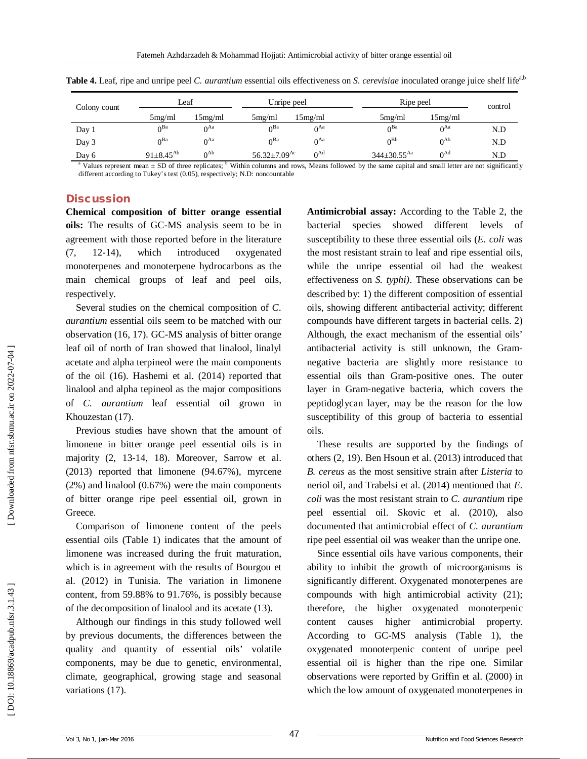**Table 4.** Leaf, ripe and unripe peel *C. aurantium* essential oils effectiveness on *S. cerevisiae* inoculated orange juice shelf life[a,b]

| Colony count | Leaf | | Unripe peel | | Ripe peel | | control |
|---|---|---|---|---|---|---|---|
| | 5mg/ml | 15mg/ml | 5mg/ml | 15mg/ml | 5mg/ml | 15mg/ml | |
| Day 1 | 0[Ba] | 0[Aa] | 0[Ba] | 0[Aa] | 0[Ba] | 0[Aa] | N.D |
| Day 3 | 0[Ba] | 0[Aa] | 0[Ba] | 0[Aa] | 0[Bb] | 0[Ab] | N.D |
| Day 6 | 91±8.45[Ab] | 0[Ab] | 56.32±7.09[Ac] | 0[Ad] | 344±30.55[Aa] | 0[Ad] | N.D |

[a] Values represent mean ± SD of three replicates; [b] Within columns and rows, Means followed by the same capital and small letter are not significantly different according to Tukey's test (0.05), respectively; N.D: noncountable

## Discussion

**Chemical composition of bitter orange essential oils:** The results of GC-MS analysis seem to be in agreement with those reported before in the literature (7, 12-14), which introduced oxygenated monoterpenes and monoterpene hydrocarbons as the main chemical groups of leaf and peel oils, respectively.

Several studies on the chemical composition of *C. aurantium* essential oils seem to be matched with our observation (16, 17). GC-MS analysis of bitter orange leaf oil of north of Iran showed that linalool, linalyl acetate and alpha terpineol were the main components of the oil (16). Hashemi et al. (2014) reported that linalool and alpha tepineol as the major compositions of *C. aurantium* leaf essential oil grown in Khouzestan (17).

Previous studies have shown that the amount of limonene in bitter orange peel essential oils is in majority (2, 13-14, 18). Moreover, Sarrow et al. (2013) reported that limonene (94.67%), myrcene (2%) and linalool (0.67%) were the main components of bitter orange ripe peel essential oil, grown in Greece.

Comparison of limonene content of the peels essential oils (Table 1) indicates that the amount of limonene was increased during the fruit maturation, which is in agreement with the results of Bourgou et al. (2012) in Tunisia. The variation in limonene content, from 59.88% to 91.76%, is possibly because of the decomposition of linalool and its acetate (13).

Although our findings in this study followed well by previous documents, the differences between the quality and quantity of essential oils' volatile components, may be due to genetic, environmental, climate, geographical, growing stage and seasonal variations (17).

**Antimicrobial assay:** According to the Table 2, the bacterial species showed different levels of susceptibility to these three essential oils (*E. coli* was the most resistant strain to leaf and ripe essential oils, while the unripe essential oil had the weakest effectiveness on *S. typhi)*. These observations can be described by: 1) the different composition of essential oils, showing different antibacterial activity; different compounds have different targets in bacterial cells. 2) Although, the exact mechanism of the essential oils' antibacterial activity is still unknown, the Gram-negative bacteria are slightly more resistance to essential oils than Gram-positive ones. The outer layer in Gram-negative bacteria, which covers the peptidoglycan layer, may be the reason for the low susceptibility of this group of bacteria to essential oils.

These results are supported by the findings of others (2, 19). Ben Hsoun et al. (2013) introduced that *B. cereus* as the most sensitive strain after *Listeria* to neriol oil, and Trabelsi et al. (2014) mentioned that *E. coli* was the most resistant strain to *C. aurantium* ripe peel essential oil. Skovic et al. (2010), also documented that antimicrobial effect of *C. aurantium* ripe peel essential oil was weaker than the unripe one.

Since essential oils have various components, their ability to inhibit the growth of microorganisms is significantly different. Oxygenated monoterpenes are compounds with high antimicrobial activity (21); therefore, the higher oxygenated monoterpenic content causes higher antimicrobial property. According to GC-MS analysis (Table 1), the oxygenated monoterpenic content of unripe peel essential oil is higher than the ripe one. Similar observations were reported by Griffin et al. (2000) in which the low amount of oxygenated monoterpenes in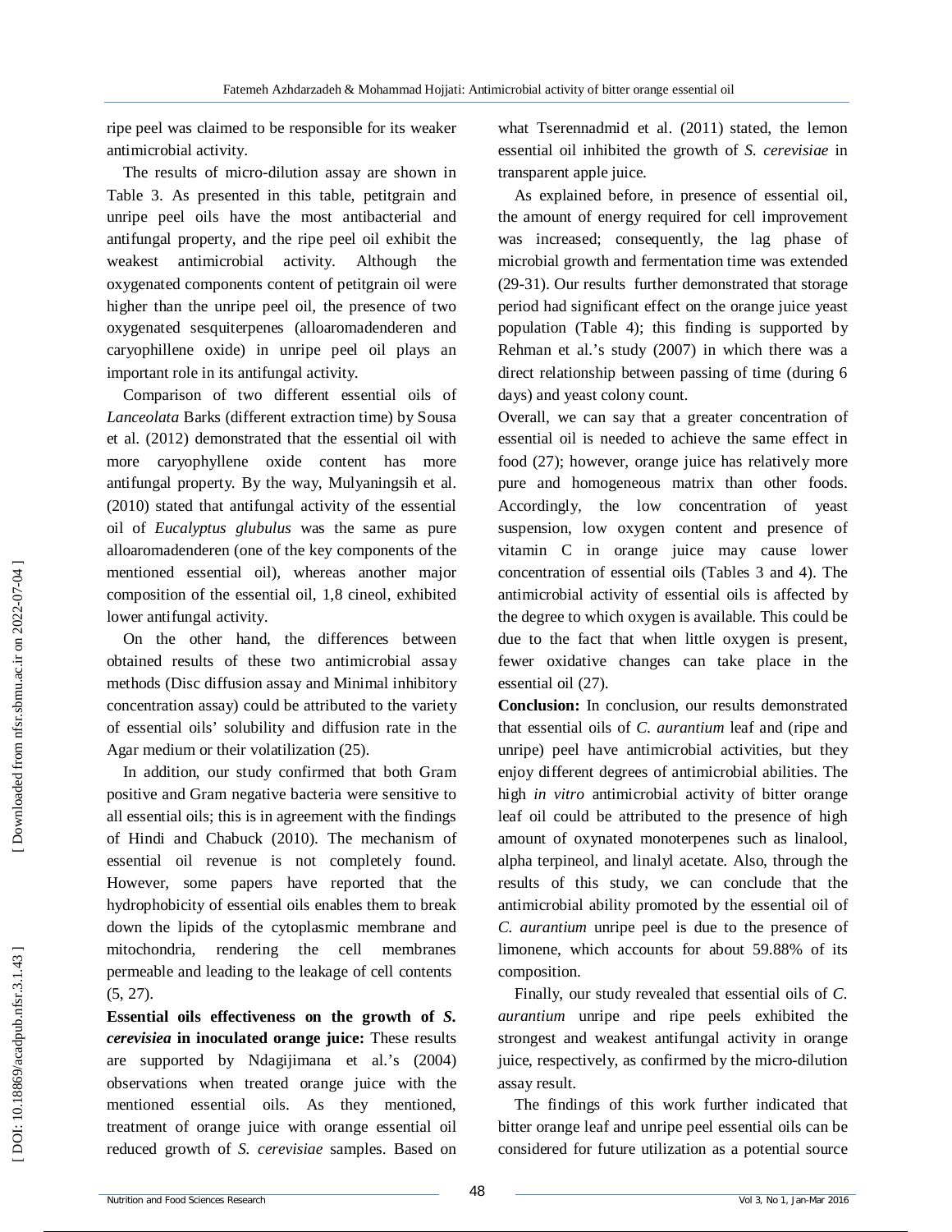ripe peel was claimed to be responsible for its weaker antimicrobial activity.

The results of micro-dilution assay are shown in Table 3. As presented in this table, petitgrain and unripe peel oils have the most antibacterial and antifungal property, and the ripe peel oil exhibit the weakest antimicrobial activity. Although the oxygenated components content of petitgrain oil were higher than the unripe peel oil, the presence of two oxygenated sesquiterpenes (alloaromadenderen and caryophillene oxide) in unripe peel oil plays an important role in its antifungal activity.

Comparison of two different essential oils of *Lanceolata* Barks (different extraction time) by Sousa et al. (2012) demonstrated that the essential oil with more caryophyllene oxide content has more antifungal property. By the way, Mulyaningsih et al. (2010) stated that antifungal activity of the essential oil of *Eucalyptus glubulus* was the same as pure alloaromadenderen (one of the key components of the mentioned essential oil), whereas another major composition of the essential oil, 1,8 cineol, exhibited lower antifungal activity.

On the other hand, the differences between obtained results of these two antimicrobial assay methods (Disc diffusion assay and Minimal inhibitory concentration assay) could be attributed to the variety of essential oils' solubility and diffusion rate in the Agar medium or their volatilization (25).

In addition, our study confirmed that both Gram positive and Gram negative bacteria were sensitive to all essential oils; this is in agreement with the findings of Hindi and Chabuck (2010). The mechanism of essential oil revenue is not completely found. However, some papers have reported that the hydrophobicity of essential oils enables them to break down the lipids of the cytoplasmic membrane and mitochondria, rendering the cell membranes permeable and leading to the leakage of cell contents (5, 27).

**Essential oils effectiveness on the growth of *S. cerevisiea* in inoculated orange juice:** These results are supported by Ndagijimana et al.'s (2004) observations when treated orange juice with the mentioned essential oils. As they mentioned, treatment of orange juice with orange essential oil reduced growth of *S. cerevisiae* samples. Based on what Tserennadmid et al. (2011) stated, the lemon essential oil inhibited the growth of *S. cerevisiae* in transparent apple juice.

As explained before, in presence of essential oil, the amount of energy required for cell improvement was increased; consequently, the lag phase of microbial growth and fermentation time was extended (29-31). Our results further demonstrated that storage period had significant effect on the orange juice yeast population (Table 4); this finding is supported by Rehman et al.'s study (2007) in which there was a direct relationship between passing of time (during 6 days) and yeast colony count.

Overall, we can say that a greater concentration of essential oil is needed to achieve the same effect in food (27); however, orange juice has relatively more pure and homogeneous matrix than other foods. Accordingly, the low concentration of yeast suspension, low oxygen content and presence of vitamin C in orange juice may cause lower concentration of essential oils (Tables 3 and 4). The antimicrobial activity of essential oils is affected by the degree to which oxygen is available. This could be due to the fact that when little oxygen is present, fewer oxidative changes can take place in the essential oil (27).

**Conclusion:** In conclusion, our results demonstrated that essential oils of *C. aurantium* leaf and (ripe and unripe) peel have antimicrobial activities, but they enjoy different degrees of antimicrobial abilities. The high *in vitro* antimicrobial activity of bitter orange leaf oil could be attributed to the presence of high amount of oxynated monoterpenes such as linalool, alpha terpineol, and linalyl acetate. Also, through the results of this study, we can conclude that the antimicrobial ability promoted by the essential oil of *C. aurantium* unripe peel is due to the presence of limonene, which accounts for about 59.88% of its composition.

Finally, our study revealed that essential oils of *C. aurantium* unripe and ripe peels exhibited the strongest and weakest antifungal activity in orange juice, respectively, as confirmed by the micro-dilution assay result.

The findings of this work further indicated that bitter orange leaf and unripe peel essential oils can be considered for future utilization as a potential source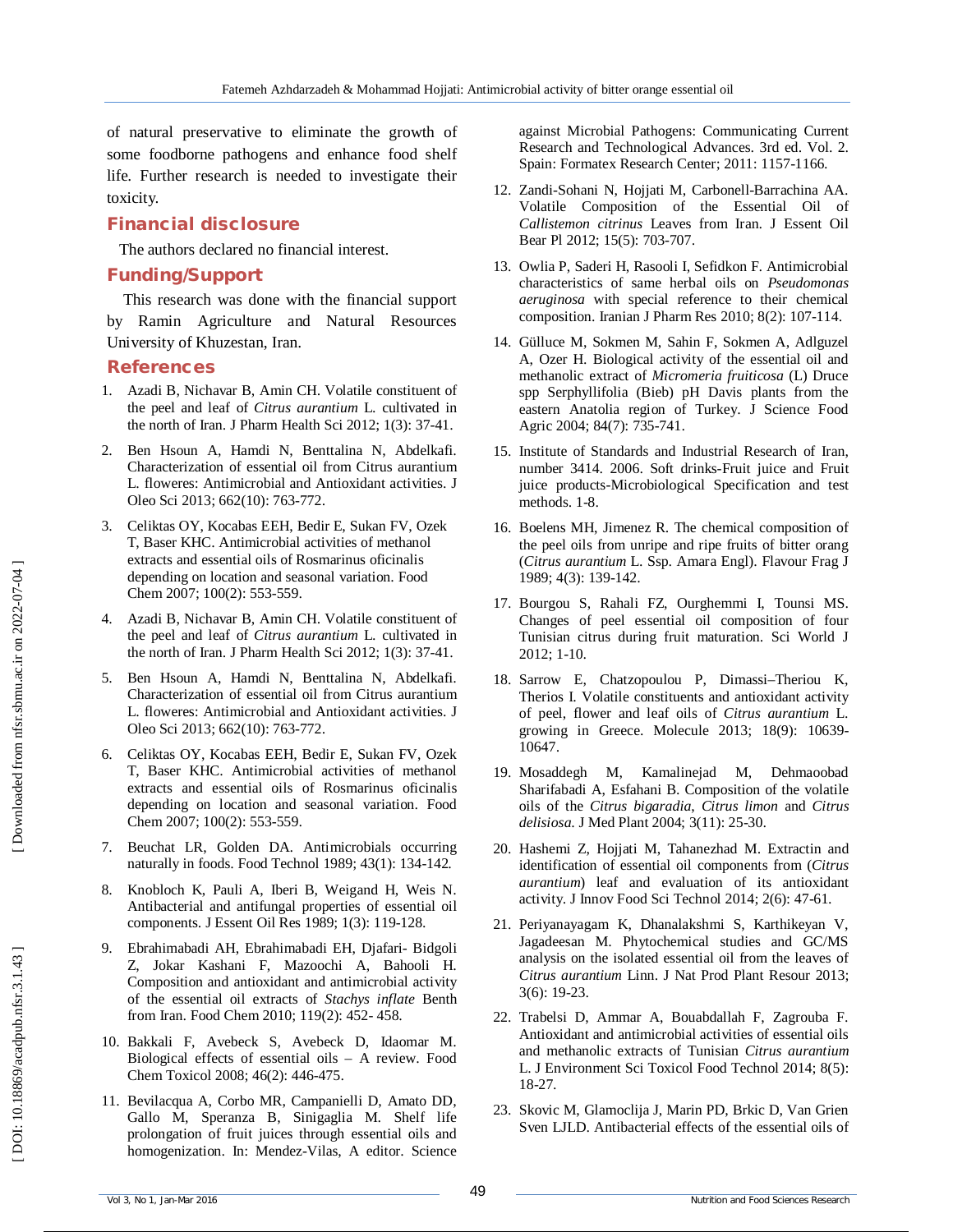of natural preservative to eliminate the growth of some foodborne pathogens and enhance food shelf life. Further research is needed to investigate their toxicity.

## Financial disclosure

The authors declared no financial interest.

## Funding/Support

This research was done with the financial support by Ramin Agriculture and Natural Resources University of Khuzestan, Iran.

## References

1. Azadi B, Nichavar B, Amin CH. Volatile constituent of the peel and leaf of *Citrus aurantium* L. cultivated in the north of Iran. J Pharm Health Sci 2012; 1(3): 37-41.
2. Ben Hsoun A, Hamdi N, Benttalina N, Abdelkafi. Characterization of essential oil from Citrus aurantium L. floweres: Antimicrobial and Antioxidant activities. J Oleo Sci 2013; 662(10): 763-772.
3. Celiktas OY, Kocabas EEH, Bedir E, Sukan FV, Ozek T, Baser KHC. Antimicrobial activities of methanol extracts and essential oils of Rosmarinus oficinalis depending on location and seasonal variation. Food Chem 2007; 100(2): 553-559.
4. Azadi B, Nichavar B, Amin CH. Volatile constituent of the peel and leaf of *Citrus aurantium* L. cultivated in the north of Iran. J Pharm Health Sci 2012; 1(3): 37-41.
5. Ben Hsoun A, Hamdi N, Benttalina N, Abdelkafi. Characterization of essential oil from Citrus aurantium L. floweres: Antimicrobial and Antioxidant activities. J Oleo Sci 2013; 662(10): 763-772.
6. Celiktas OY, Kocabas EEH, Bedir E, Sukan FV, Ozek T, Baser KHC. Antimicrobial activities of methanol extracts and essential oils of Rosmarinus oficinalis depending on location and seasonal variation. Food Chem 2007; 100(2): 553-559.
7. Beuchat LR, Golden DA. Antimicrobials occurring naturally in foods. Food Technol 1989; 43(1): 134-142.
8. Knobloch K, Pauli A, Iberi B, Weigand H, Weis N. Antibacterial and antifungal properties of essential oil components. J Essent Oil Res 1989; 1(3): 119-128.
9. Ebrahimabadi AH, Ebrahimabadi EH, Djafari- Bidgoli Z, Jokar Kashani F, Mazoochi A, Bahooli H. Composition and antioxidant and antimicrobial activity of the essential oil extracts of *Stachys inflate* Benth from Iran. Food Chem 2010; 119(2): 452- 458.
10. Bakkali F, Avebeck S, Avebeck D, Idaomar M. Biological effects of essential oils – A review. Food Chem Toxicol 2008; 46(2): 446-475.
11. Bevilacqua A, Corbo MR, Campanielli D, Amato DD, Gallo M, Speranza B, Sinigaglia M. Shelf life prolongation of fruit juices through essential oils and homogenization. In: Mendez-Vilas, A editor. Science against Microbial Pathogens: Communicating Current Research and Technological Advances. 3rd ed. Vol. 2. Spain: Formatex Research Center; 2011: 1157-1166.
12. Zandi-Sohani N, Hojjati M, Carbonell-Barrachina AA. Volatile Composition of the Essential Oil of *Callistemon citrinus* Leaves from Iran. J Essent Oil Bear Pl 2012; 15(5): 703-707.
13. Owlia P, Saderi H, Rasooli I, Sefidkon F. Antimicrobial characteristics of same herbal oils on *Pseudomonas aeruginosa* with special reference to their chemical composition. Iranian J Pharm Res 2010; 8(2): 107-114.
14. Gülluce M, Sokmen M, Sahin F, Sokmen A, Adlguzel A, Ozer H. Biological activity of the essential oil and methanolic extract of *Micromeria fruiticosa* (L) Druce spp Serphyllifolia (Bieb) pH Davis plants from the eastern Anatolia region of Turkey. J Science Food Agric 2004; 84(7): 735-741.
15. Institute of Standards and Industrial Research of Iran, number 3414. 2006. Soft drinks-Fruit juice and Fruit juice products-Microbiological Specification and test methods. 1-8.
16. Boelens MH, Jimenez R. The chemical composition of the peel oils from unripe and ripe fruits of bitter orang (*Citrus aurantium* L. Ssp. Amara Engl). Flavour Frag J 1989; 4(3): 139-142.
17. Bourgou S, Rahali FZ, Ourghemmi I, Tounsi MS. Changes of peel essential oil composition of four Tunisian citrus during fruit maturation. Sci World J 2012; 1-10.
18. Sarrow E, Chatzopoulou P, Dimassi–Theriou K, Therios I. Volatile constituents and antioxidant activity of peel, flower and leaf oils of *Citrus aurantium* L. growing in Greece. Molecule 2013; 18(9): 10639-10647.
19. Mosaddegh M, Kamalinejad M, Dehmaoobad Sharifabadi A, Esfahani B. Composition of the volatile oils of the *Citrus bigaradia*, *Citrus limon* and *Citrus delisiosa.* J Med Plant 2004; 3(11): 25-30.
20. Hashemi Z, Hojjati M, Tahanezhad M. Extractin and identification of essential oil components from (*Citrus aurantium*) leaf and evaluation of its antioxidant activity. J Innov Food Sci Technol 2014; 2(6): 47-61.
21. Periyanayagam K, Dhanalakshmi S, Karthikeyan V, Jagadeesan M. Phytochemical studies and GC/MS analysis on the isolated essential oil from the leaves of *Citrus aurantium* Linn. J Nat Prod Plant Resour 2013; 3(6): 19-23.
22. Trabelsi D, Ammar A, Bouabdallah F, Zagrouba F. Antioxidant and antimicrobial activities of essential oils and methanolic extracts of Tunisian *Citrus aurantium* L. J Environment Sci Toxicol Food Technol 2014; 8(5): 18-27.
23. Skovic M, Glamoclija J, Marin PD, Brkic D, Van Grien Sven LJLD. Antibacterial effects of the essential oils of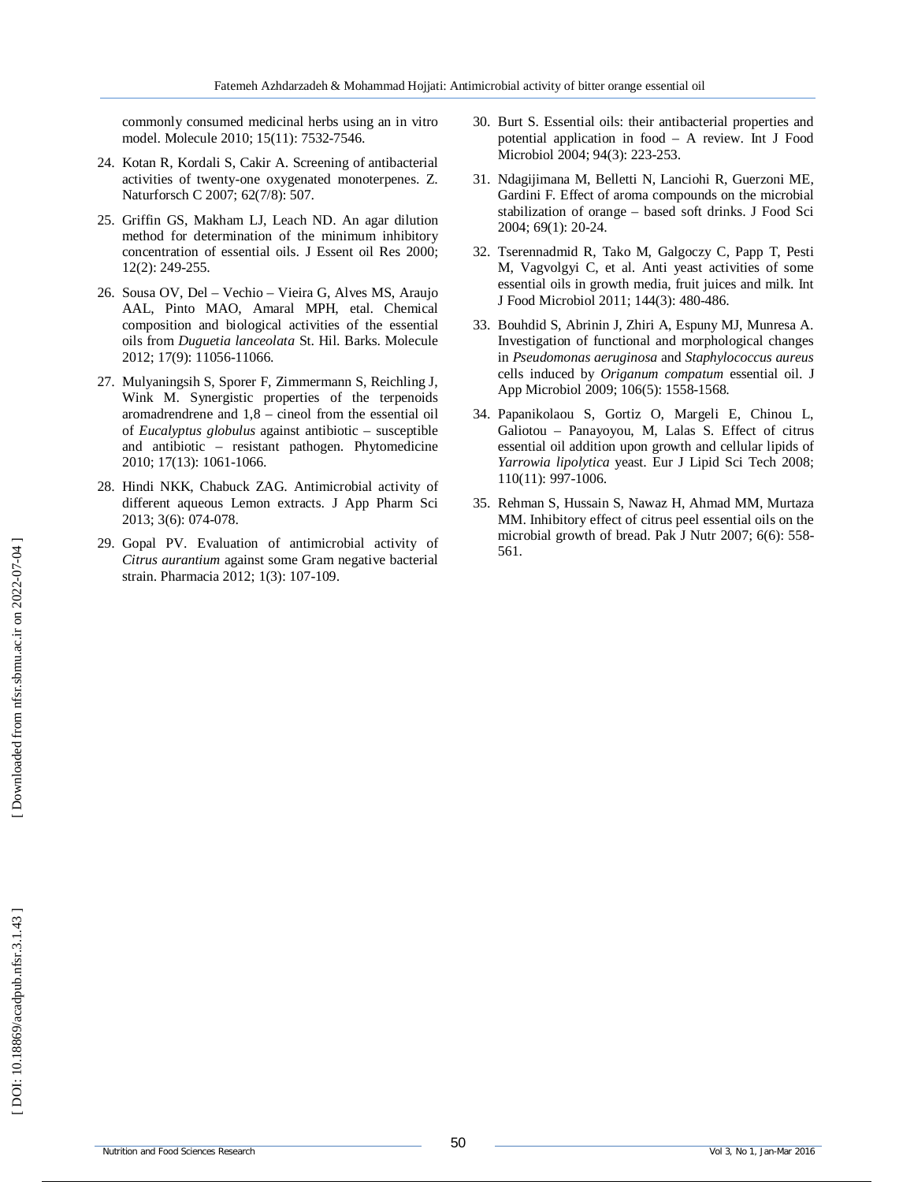commonly consumed medicinal herbs using an in vitro model. Molecule 2010; 15(11): 7532-7546.

24. Kotan R, Kordali S, Cakir A. Screening of antibacterial activities of twenty-one oxygenated monoterpenes. Z. Naturforsch C 2007; 62(7/8): 507.
25. Griffin GS, Makham LJ, Leach ND. An agar dilution method for determination of the minimum inhibitory concentration of essential oils. J Essent oil Res 2000; 12(2): 249-255.
26. Sousa OV, Del – Vechio – Vieira G, Alves MS, Araujo AAL, Pinto MAO, Amaral MPH, etal. Chemical composition and biological activities of the essential oils from *Duguetia lanceolata* St. Hil. Barks. Molecule 2012; 17(9): 11056-11066.
27. Mulyaningsih S, Sporer F, Zimmermann S, Reichling J, Wink M. Synergistic properties of the terpenoids aromadrendrene and 1,8 – cineol from the essential oil of *Eucalyptus globulus* against antibiotic – susceptible and antibiotic – resistant pathogen. Phytomedicine 2010; 17(13): 1061-1066.
28. Hindi NKK, Chabuck ZAG. Antimicrobial activity of different aqueous Lemon extracts. J App Pharm Sci 2013; 3(6): 074-078.
29. Gopal PV. Evaluation of antimicrobial activity of *Citrus aurantium* against some Gram negative bacterial strain. Pharmacia 2012; 1(3): 107-109.
30. Burt S. Essential oils: their antibacterial properties and potential application in food – A review. Int J Food Microbiol 2004; 94(3): 223-253.
31. Ndagijimana M, Belletti N, Lanciohi R, Guerzoni ME, Gardini F. Effect of aroma compounds on the microbial stabilization of orange – based soft drinks. J Food Sci 2004; 69(1): 20-24.
32. Tserennadmid R, Tako M, Galgoczy C, Papp T, Pesti M, Vagvolgyi C, et al. Anti yeast activities of some essential oils in growth media, fruit juices and milk. Int J Food Microbiol 2011; 144(3): 480-486.
33. Bouhdid S, Abrinin J, Zhiri A, Espuny MJ, Munresa A. Investigation of functional and morphological changes in *Pseudomonas aeruginosa* and *Staphylococcus aureus* cells induced by *Origanum compatum* essential oil. J App Microbiol 2009; 106(5): 1558-1568.
34. Papanikolaou S, Gortiz O, Margeli E, Chinou L, Galiotou – Panayoyou, M, Lalas S. Effect of citrus essential oil addition upon growth and cellular lipids of *Yarrowia lipolytica* yeast. Eur J Lipid Sci Tech 2008; 110(11): 997-1006.
35. Rehman S, Hussain S, Nawaz H, Ahmad MM, Murtaza MM. Inhibitory effect of citrus peel essential oils on the microbial growth of bread. Pak J Nutr 2007; 6(6): 558-561.